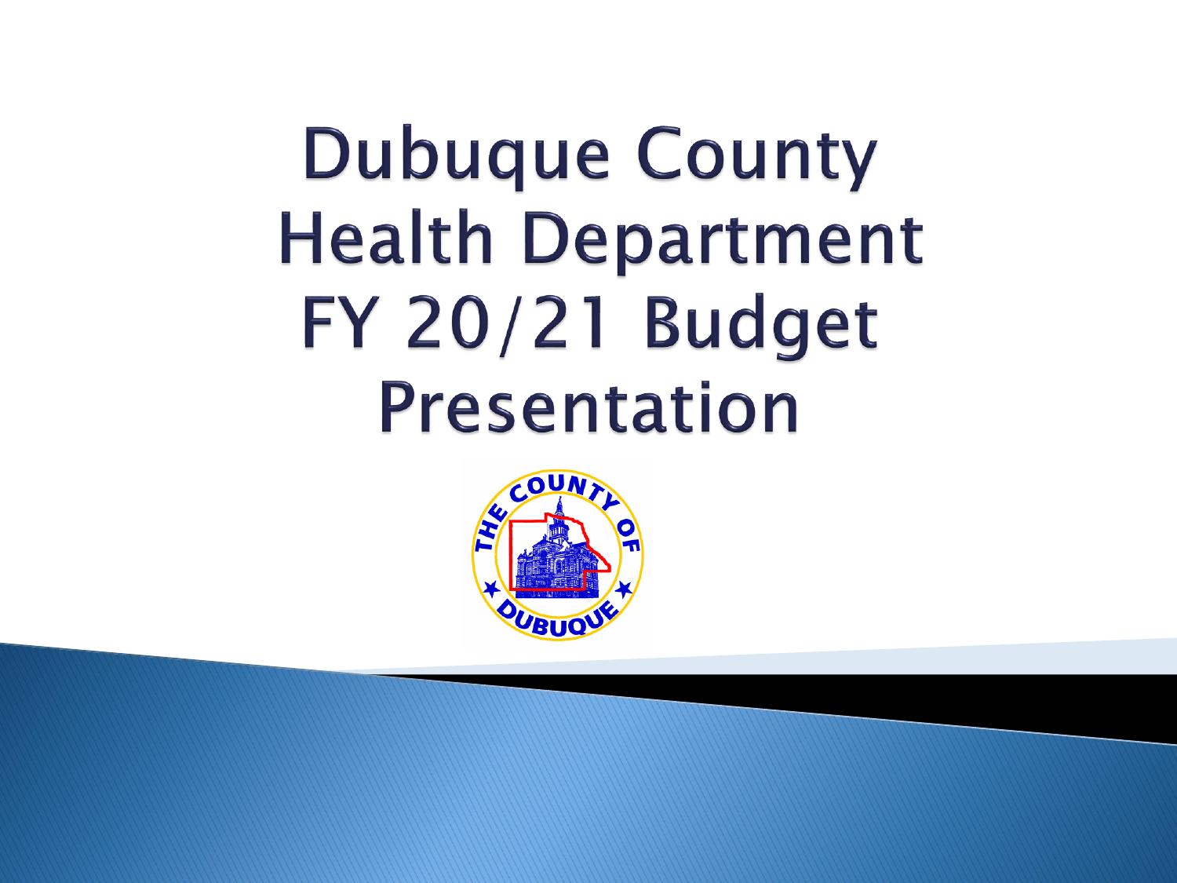# Dubuque County Health Department FY 20/21 Budget Presentation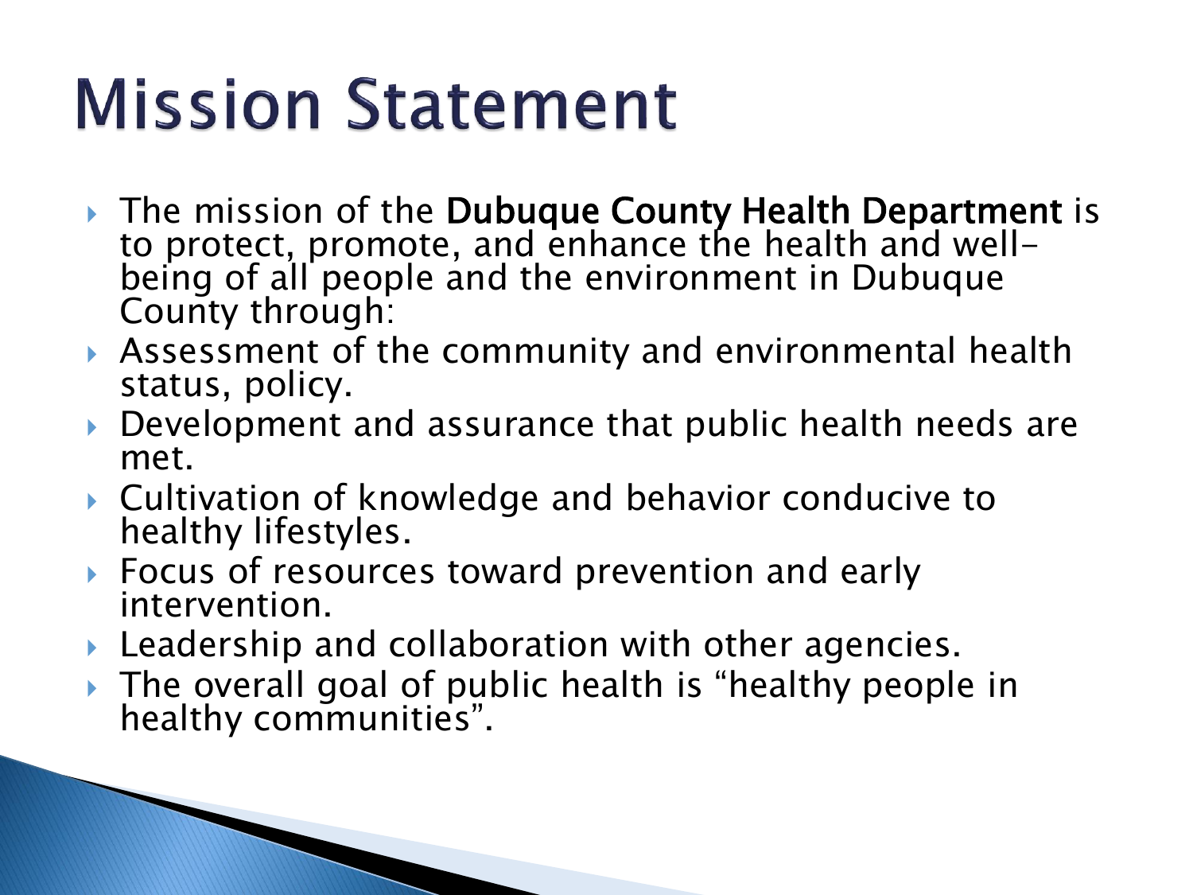# Mission Statement

- The mission of the **Dubuque County Health Department** is to protect, promote, and enhance the health and well-being of all people and the environment in Dubuque County through:
- Assessment of the community and environmental health status, policy.
- Development and assurance that public health needs are met.
- Cultivation of knowledge and behavior conducive to healthy lifestyles.
- Focus of resources toward prevention and early intervention.
- Leadership and collaboration with other agencies.
- The overall goal of public health is "healthy people in healthy communities".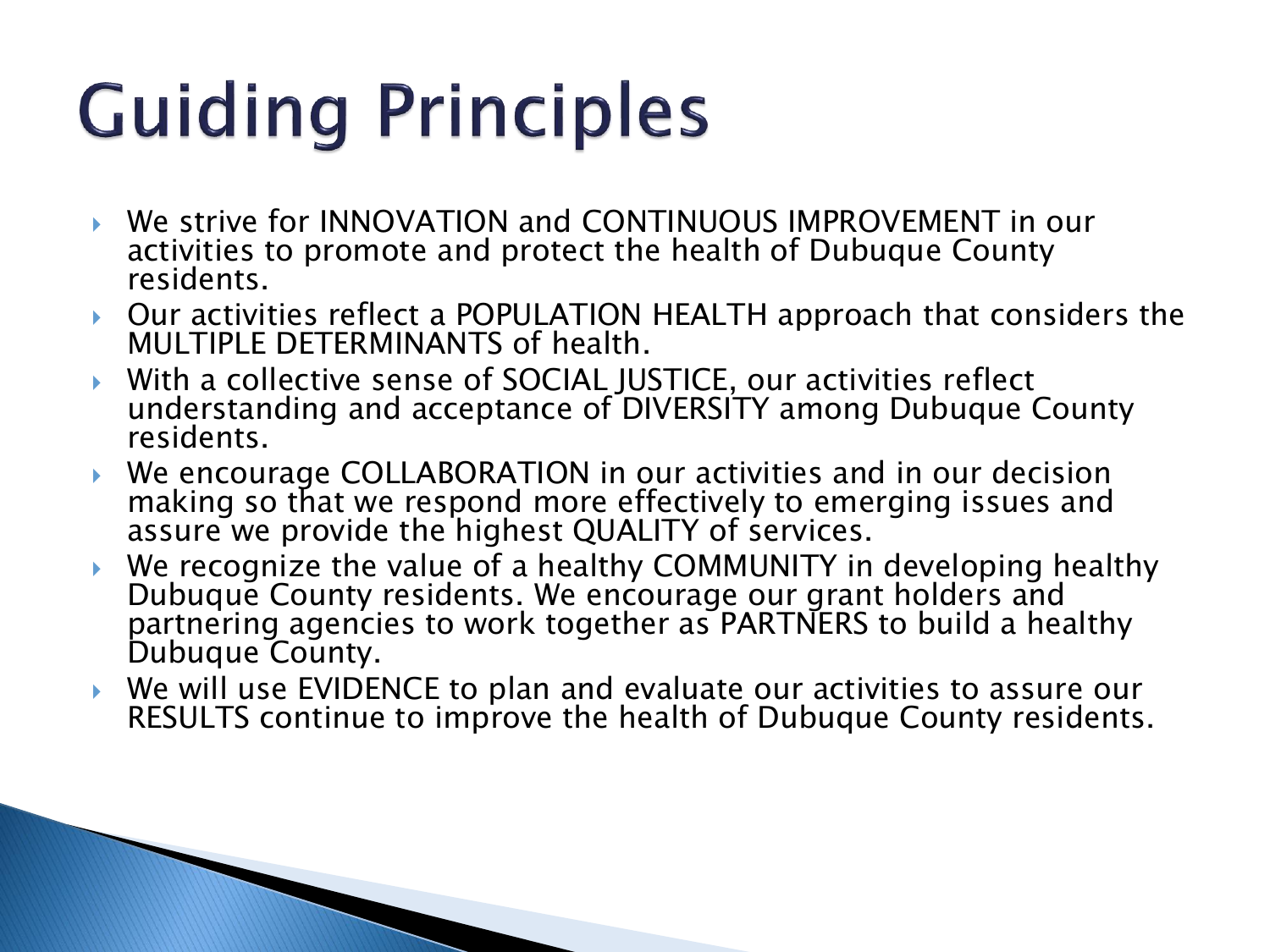# Guiding Principles

- We strive for INNOVATION and CONTINUOUS IMPROVEMENT in our activities to promote and protect the health of Dubuque County residents.
- Our activities reflect a POPULATION HEALTH approach that considers the MULTIPLE DETERMINANTS of health.
- With a collective sense of SOCIAL JUSTICE, our activities reflect understanding and acceptance of DIVERSITY among Dubuque County residents.
- We encourage COLLABORATION in our activities and in our decision making so that we respond more effectively to emerging issues and assure we provide the highest QUALITY of services.
- We recognize the value of a healthy COMMUNITY in developing healthy Dubuque County residents. We encourage our grant holders and partnering agencies to work together as PARTNERS to build a healthy Dubuque County.
- We will use EVIDENCE to plan and evaluate our activities to assure our RESULTS continue to improve the health of Dubuque County residents.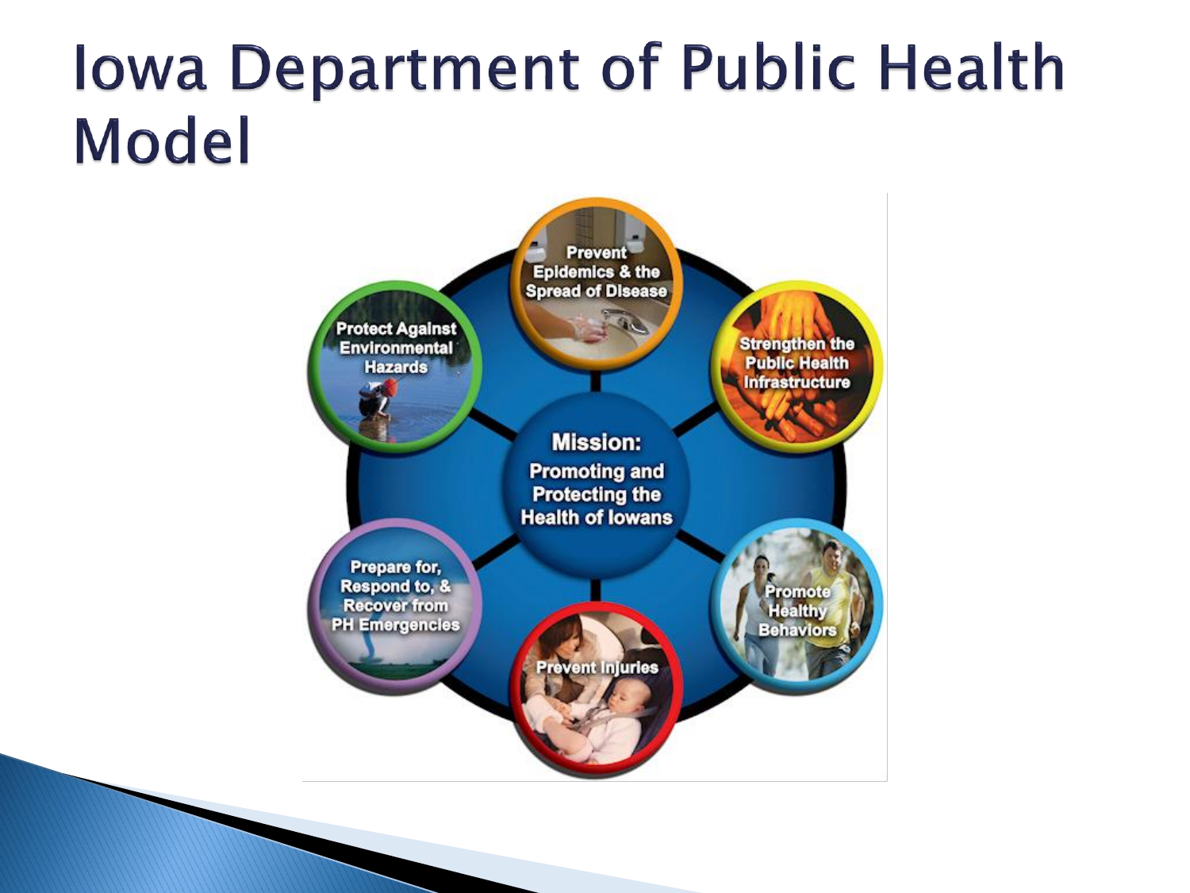# Iowa Department of Public Health Model

**Mission:** Promoting and Protecting the Health of Iowans

- Prevent Epidemics & the Spread of Disease
- Strengthen the Public Health Infrastructure
- Promote Healthy Behaviors
- Prevent Injuries
- Prepare for, Respond to, & Recover from PH Emergencies
- Protect Against Environmental Hazards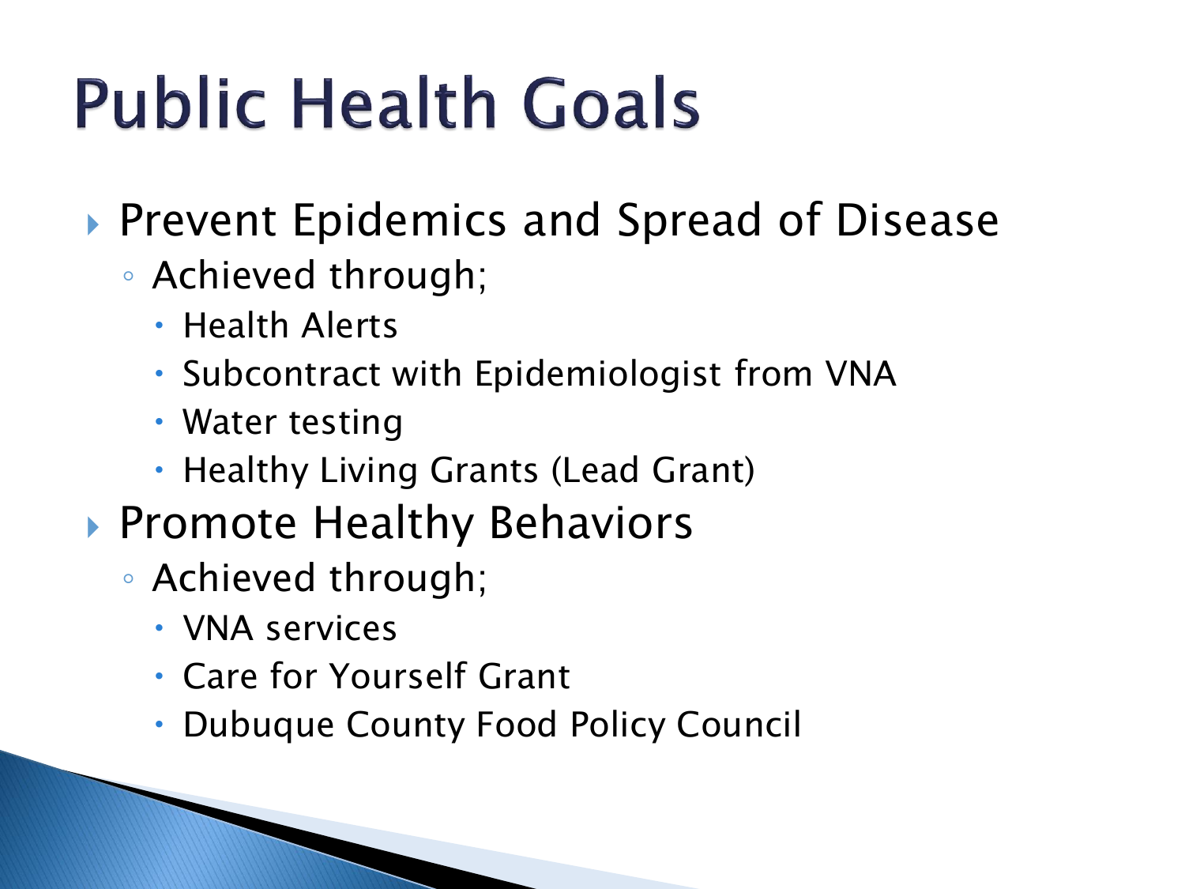# Public Health Goals

- Prevent Epidemics and Spread of Disease
  - Achieved through;
    - Health Alerts
    - Subcontract with Epidemiologist from VNA
    - Water testing
    - Healthy Living Grants (Lead Grant)
- Promote Healthy Behaviors
  - Achieved through;
    - VNA services
    - Care for Yourself Grant
    - Dubuque County Food Policy Council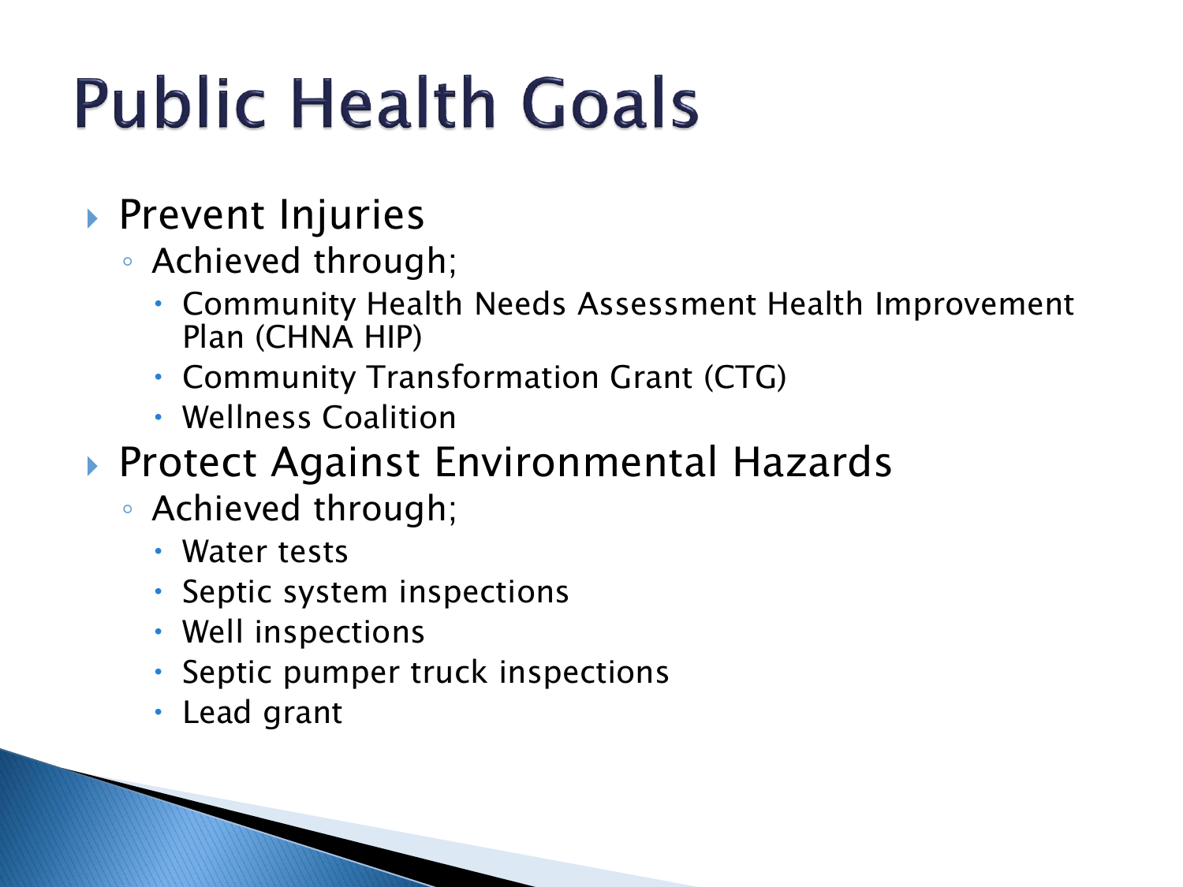# Public Health Goals

- Prevent Injuries
  - Achieved through;
    - Community Health Needs Assessment Health Improvement Plan (CHNA HIP)
    - Community Transformation Grant (CTG)
    - Wellness Coalition
- Protect Against Environmental Hazards
  - Achieved through;
    - Water tests
    - Septic system inspections
    - Well inspections
    - Septic pumper truck inspections
    - Lead grant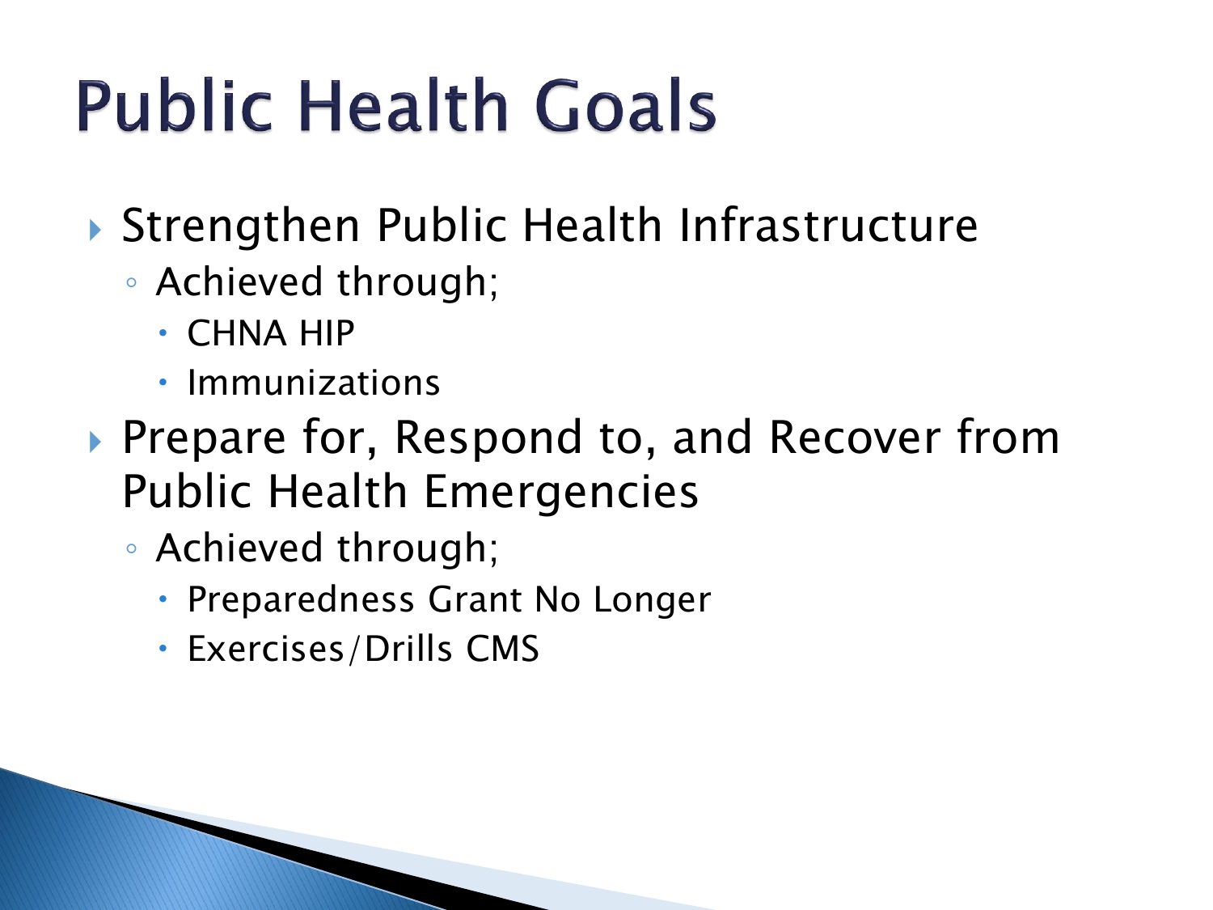# Public Health Goals

- Strengthen Public Health Infrastructure
  - Achieved through;
    - CHNA HIP
    - Immunizations
- Prepare for, Respond to, and Recover from Public Health Emergencies
  - Achieved through;
    - Preparedness Grant No Longer
    - Exercises/Drills CMS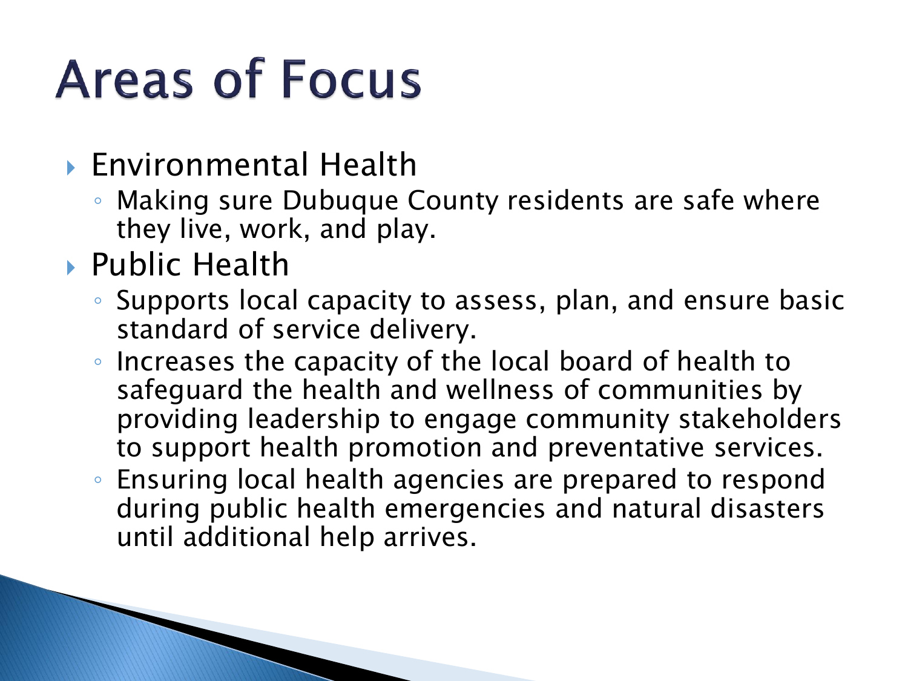# Areas of Focus

- Environmental Health
  - Making sure Dubuque County residents are safe where they live, work, and play.
- Public Health
  - Supports local capacity to assess, plan, and ensure basic standard of service delivery.
  - Increases the capacity of the local board of health to safeguard the health and wellness of communities by providing leadership to engage community stakeholders to support health promotion and preventative services.
  - Ensuring local health agencies are prepared to respond during public health emergencies and natural disasters until additional help arrives.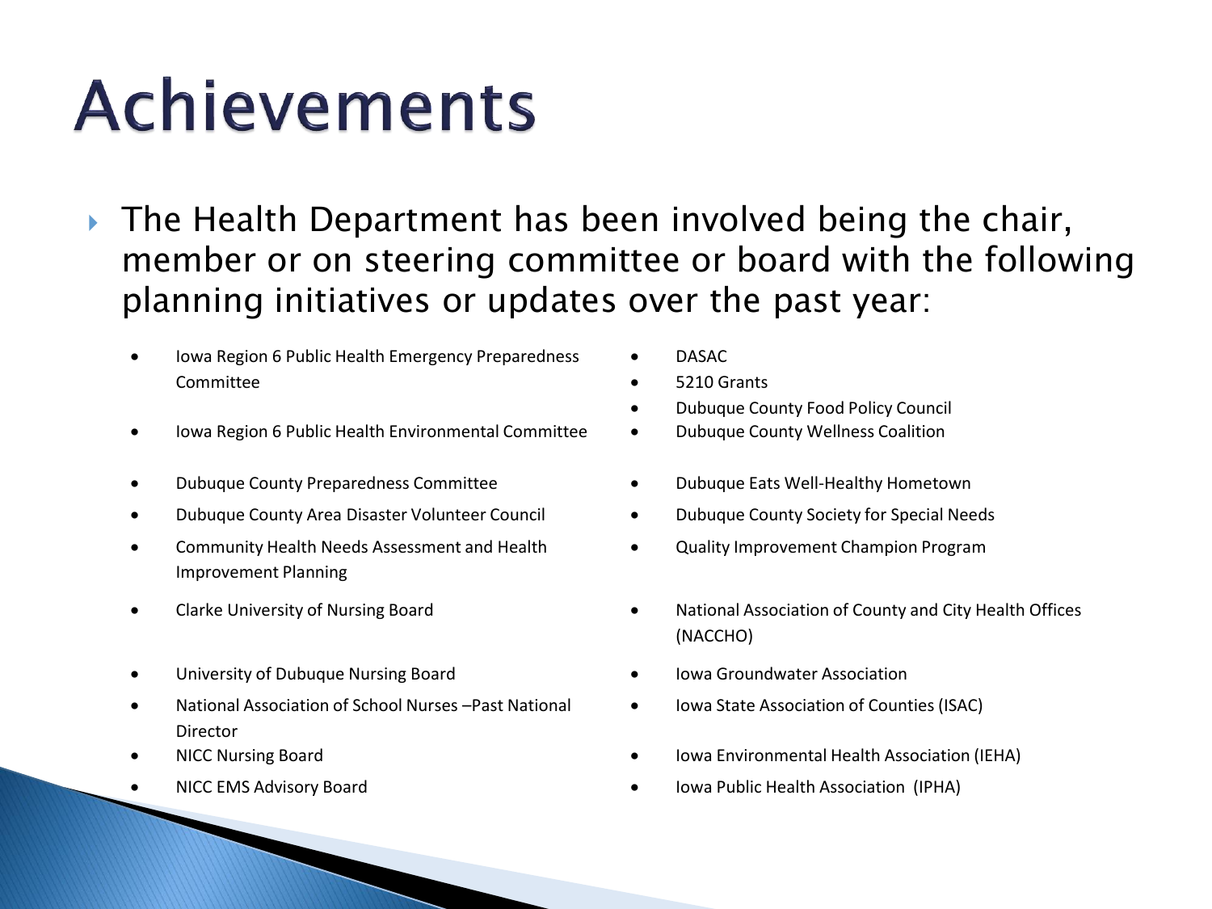# Achievements

- The Health Department has been involved being the chair, member or on steering committee or board with the following planning initiatives or updates over the past year:

  - Iowa Region 6 Public Health Emergency Preparedness Committee
  - Iowa Region 6 Public Health Environmental Committee
  - Dubuque County Preparedness Committee
  - Dubuque County Area Disaster Volunteer Council
  - Community Health Needs Assessment and Health Improvement Planning
  - Clarke University of Nursing Board
  - University of Dubuque Nursing Board
  - National Association of School Nurses –Past National Director
  - NICC Nursing Board
  - NICC EMS Advisory Board
  - DASAC
  - 5210 Grants
  - Dubuque County Food Policy Council
  - Dubuque County Wellness Coalition
  - Dubuque Eats Well-Healthy Hometown
  - Dubuque County Society for Special Needs
  - Quality Improvement Champion Program
  - National Association of County and City Health Offices (NACCHO)
  - Iowa Groundwater Association
  - Iowa State Association of Counties (ISAC)
  - Iowa Environmental Health Association (IEHA)
  - Iowa Public Health Association (IPHA)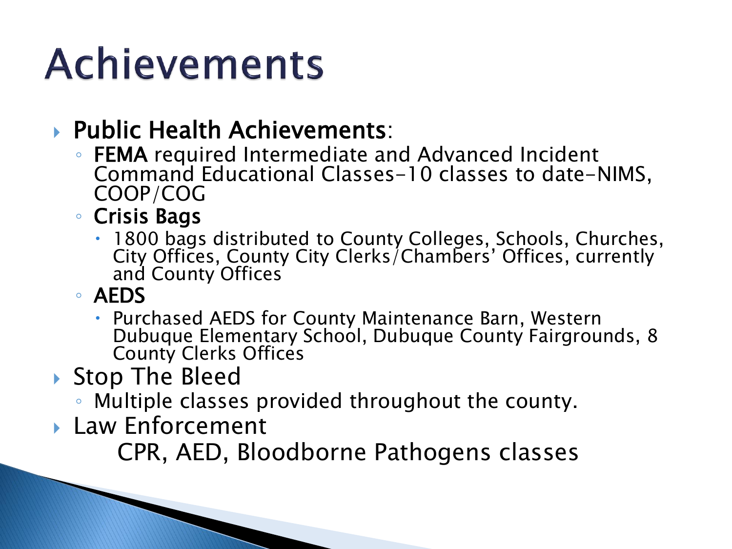# Achievements

- **Public Health Achievements**:
  - **FEMA** required Intermediate and Advanced Incident Command Educational Classes-10 classes to date-NIMS, COOP/COG
  - **Crisis Bags**
    - 1800 bags distributed to County Colleges, Schools, Churches, City Offices, County City Clerks/Chambers' Offices, currently and County Offices
  - **AEDS**
    - Purchased AEDS for County Maintenance Barn, Western Dubuque Elementary School, Dubuque County Fairgrounds, 8 County Clerks Offices
- Stop The Bleed
  - Multiple classes provided throughout the county.
- Law Enforcement

  CPR, AED, Bloodborne Pathogens classes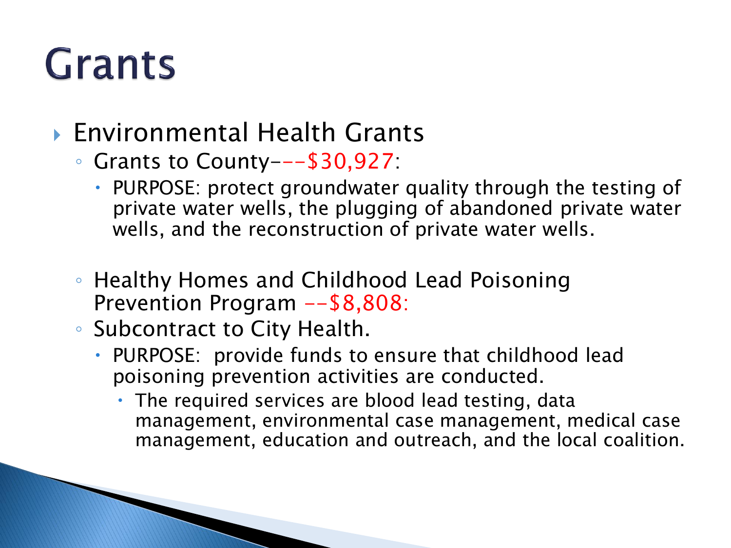# Grants

- Environmental Health Grants
  - Grants to County---$30,927:
    - PURPOSE: protect groundwater quality through the testing of private water wells, the plugging of abandoned private water wells, and the reconstruction of private water wells.
  - Healthy Homes and Childhood Lead Poisoning Prevention Program --$8,808:
  - Subcontract to City Health.
    - PURPOSE: provide funds to ensure that childhood lead poisoning prevention activities are conducted.
      - The required services are blood lead testing, data management, environmental case management, medical case management, education and outreach, and the local coalition.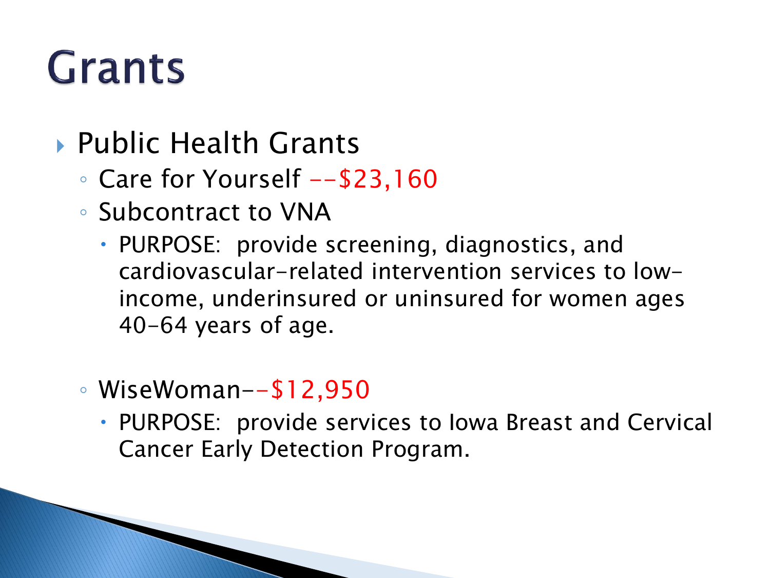# Grants

- Public Health Grants
  - Care for Yourself --$23,160
  - Subcontract to VNA
    - PURPOSE: provide screening, diagnostics, and cardiovascular-related intervention services to low-income, underinsured or uninsured for women ages 40-64 years of age.
  - WiseWoman--$12,950
    - PURPOSE: provide services to Iowa Breast and Cervical Cancer Early Detection Program.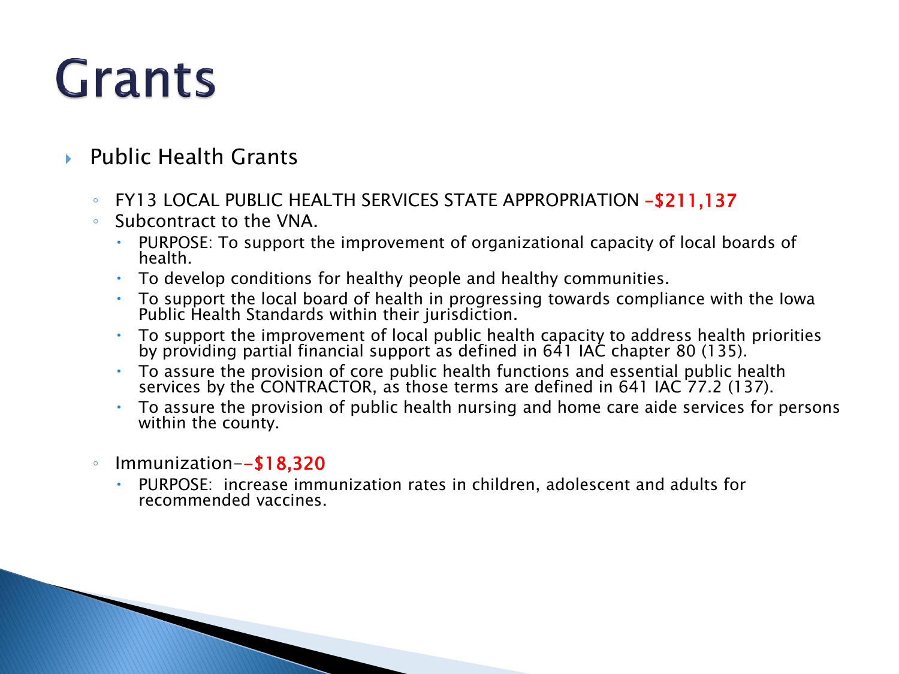# Grants

- Public Health Grants
  - FY13 LOCAL PUBLIC HEALTH SERVICES STATE APPROPRIATION –$211,137
  - Subcontract to the VNA.
    - PURPOSE: To support the improvement of organizational capacity of local boards of health.
    - To develop conditions for healthy people and healthy communities.
    - To support the local board of health in progressing towards compliance with the Iowa Public Health Standards within their jurisdiction.
    - To support the improvement of local public health capacity to address health priorities by providing partial financial support as defined in 641 IAC chapter 80 (135).
    - To assure the provision of core public health functions and essential public health services by the CONTRACTOR, as those terms are defined in 641 IAC 77.2 (137).
    - To assure the provision of public health nursing and home care aide services for persons within the county.
  - Immunization--$18,320
    - PURPOSE: increase immunization rates in children, adolescent and adults for recommended vaccines.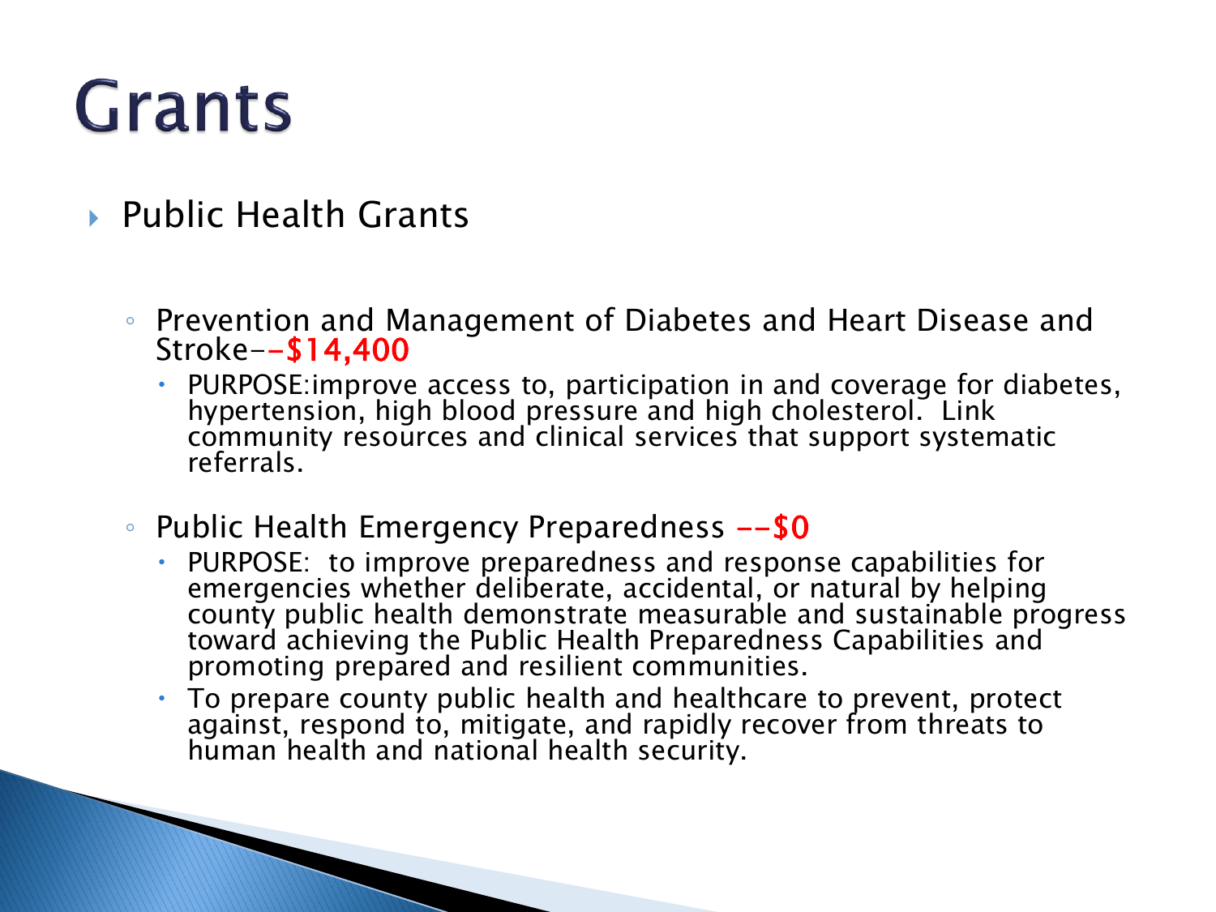# Grants

- Public Health Grants
  - Prevention and Management of Diabetes and Heart Disease and Stroke--**$14,400**
    - PURPOSE:improve access to, participation in and coverage for diabetes, hypertension, high blood pressure and high cholesterol. Link community resources and clinical services that support systematic referrals.
  - Public Health Emergency Preparedness **--$0**
    - PURPOSE: to improve preparedness and response capabilities for emergencies whether deliberate, accidental, or natural by helping county public health demonstrate measurable and sustainable progress toward achieving the Public Health Preparedness Capabilities and promoting prepared and resilient communities.
    - To prepare county public health and healthcare to prevent, protect against, respond to, mitigate, and rapidly recover from threats to human health and national health security.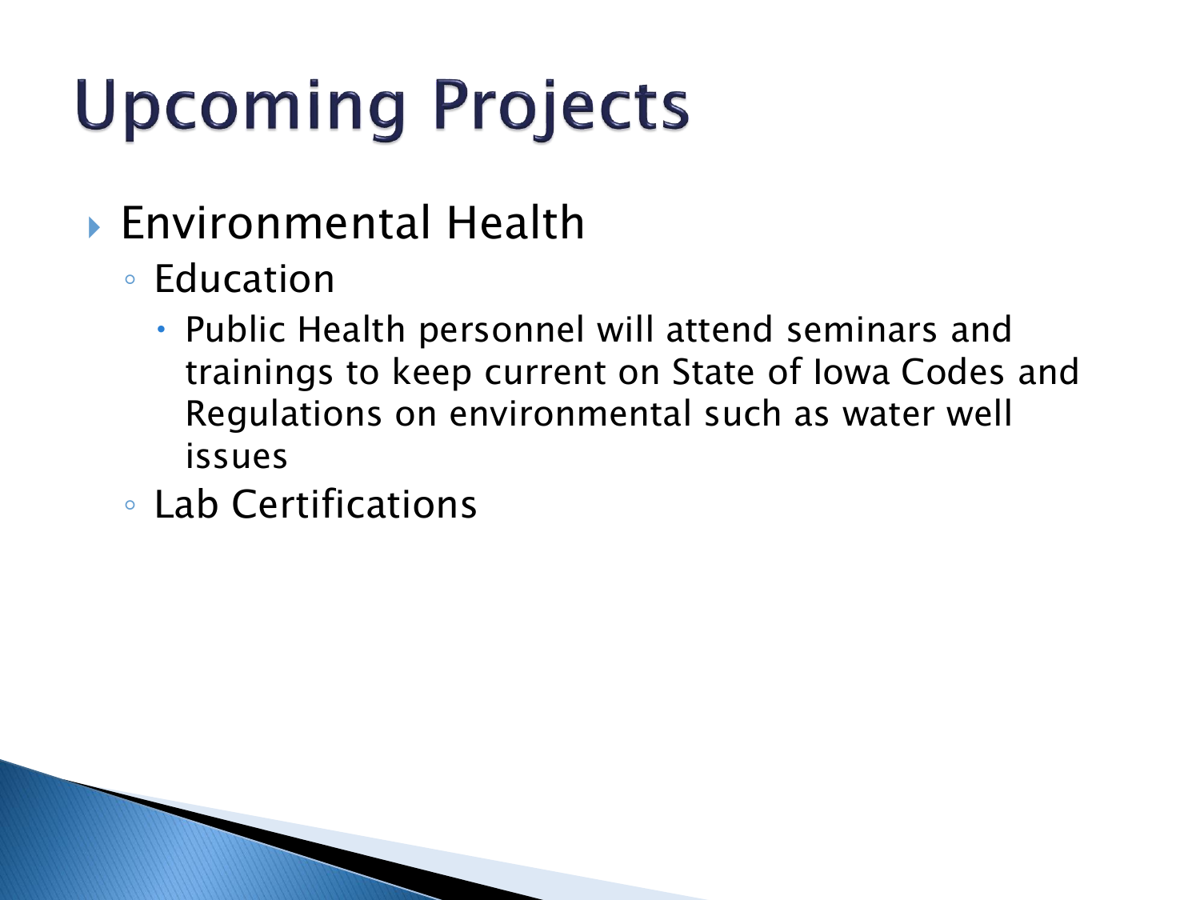# Upcoming Projects

- Environmental Health
  - Education
    - Public Health personnel will attend seminars and trainings to keep current on State of Iowa Codes and Regulations on environmental such as water well issues
  - Lab Certifications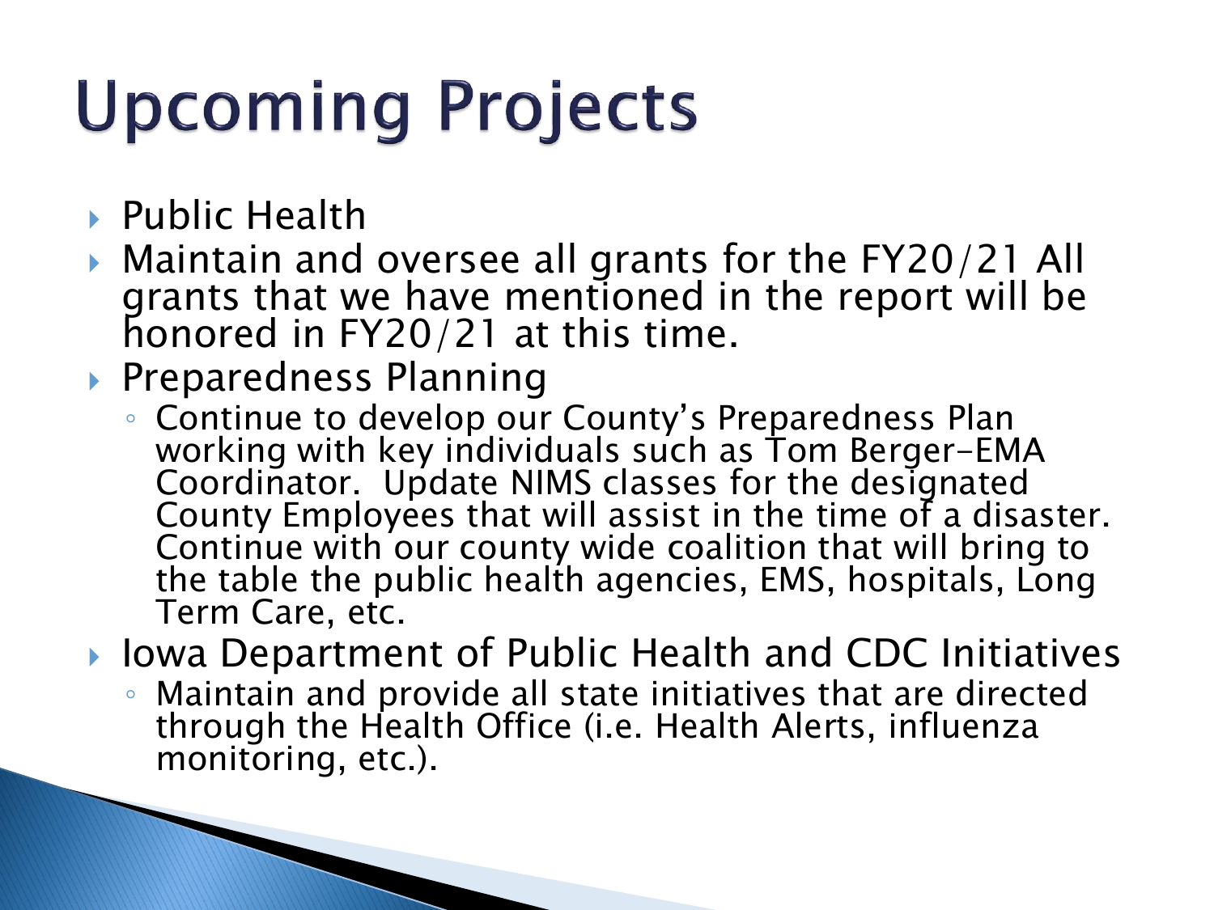# Upcoming Projects

- Public Health
- Maintain and oversee all grants for the FY20/21 All grants that we have mentioned in the report will be honored in FY20/21 at this time.
- Preparedness Planning
  - Continue to develop our County's Preparedness Plan working with key individuals such as Tom Berger-EMA Coordinator. Update NIMS classes for the designated County Employees that will assist in the time of a disaster. Continue with our county wide coalition that will bring to the table the public health agencies, EMS, hospitals, Long Term Care, etc.
- Iowa Department of Public Health and CDC Initiatives
  - Maintain and provide all state initiatives that are directed through the Health Office (i.e. Health Alerts, influenza monitoring, etc.).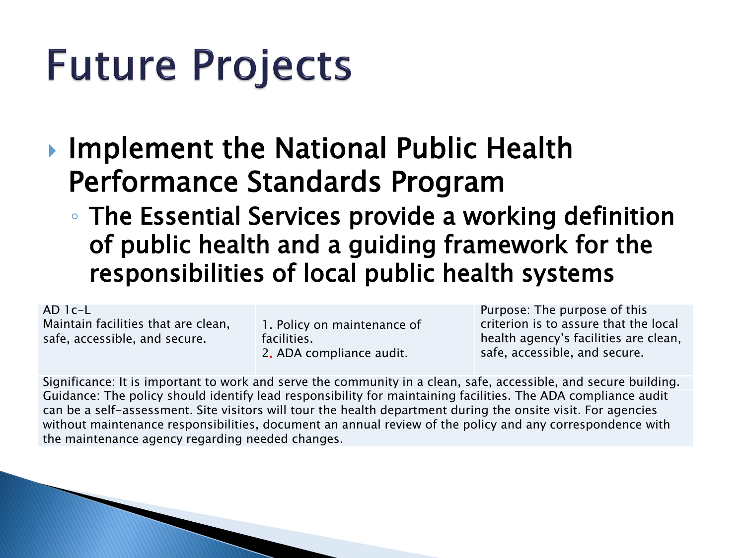# Future Projects

- Implement the National Public Health Performance Standards Program
  - The Essential Services provide a working definition of public health and a guiding framework for the responsibilities of local public health systems

| AD 1c-L<br>Maintain facilities that are clean, safe, accessible, and secure. | 1. Policy on maintenance of facilities.<br>2. ADA compliance audit. | Purpose: The purpose of this criterion is to assure that the local health agency's facilities are clean, safe, accessible, and secure. |
|---|---|---|
| Significance: It is important to work and serve the community in a clean, safe, accessible, and secure building. | | |
| Guidance: The policy should identify lead responsibility for maintaining facilities. The ADA compliance audit can be a self-assessment. Site visitors will tour the health department during the onsite visit. For agencies without maintenance responsibilities, document an annual review of the policy and any correspondence with the maintenance agency regarding needed changes. | | |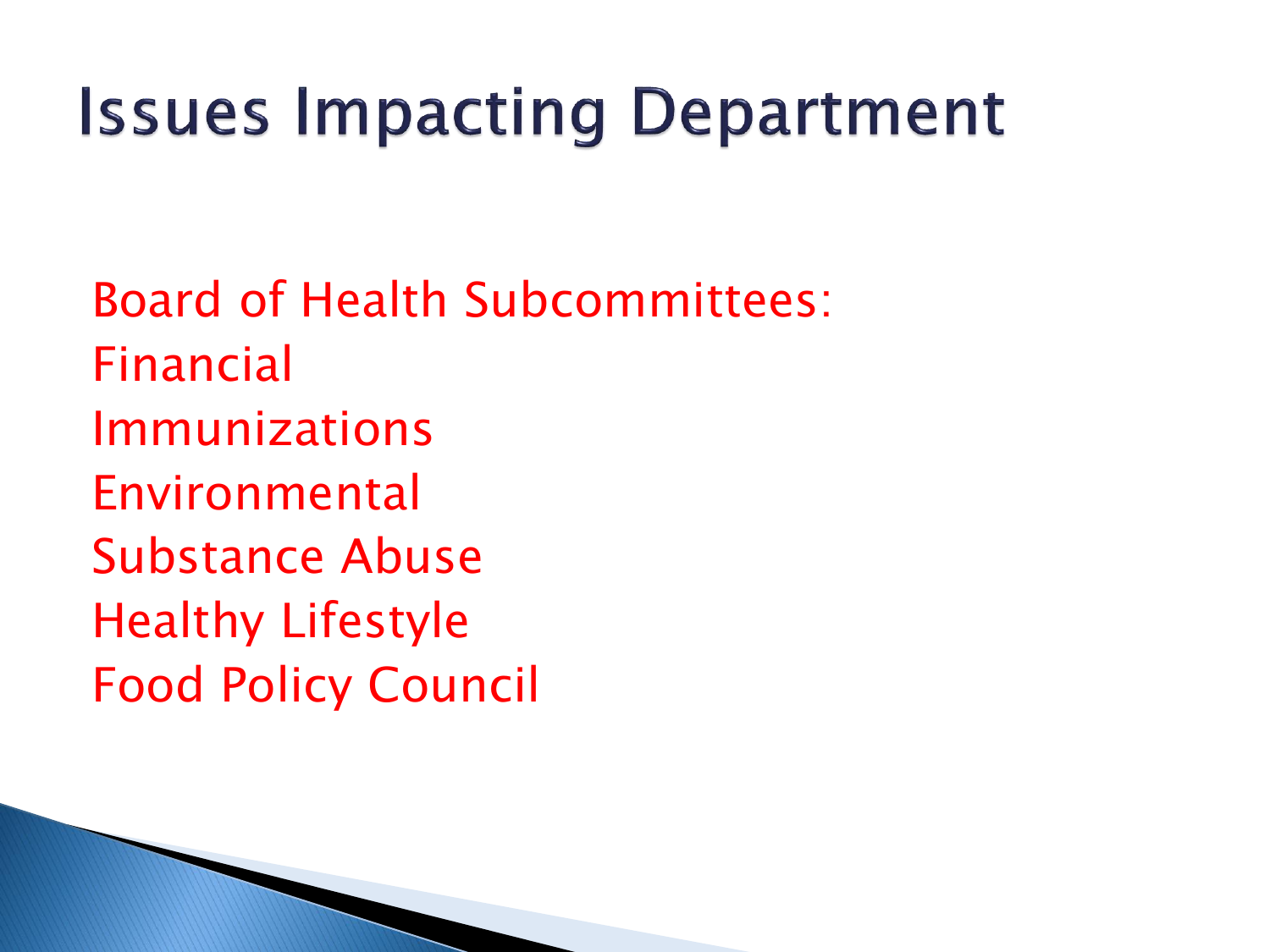# Issues Impacting Department

Board of Health Subcommittees:

Financial

Immunizations

Environmental

Substance Abuse

Healthy Lifestyle

Food Policy Council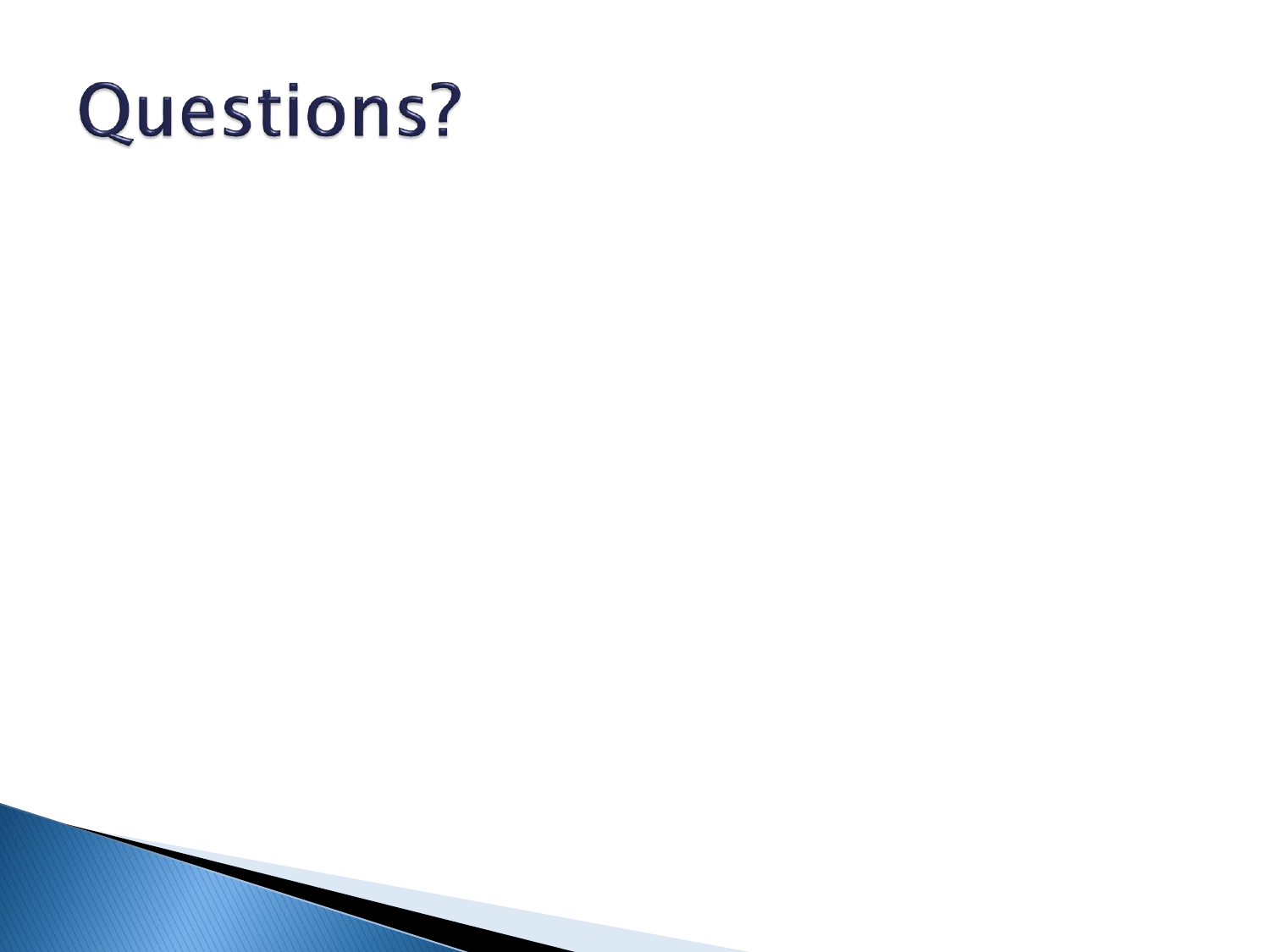# Questions?